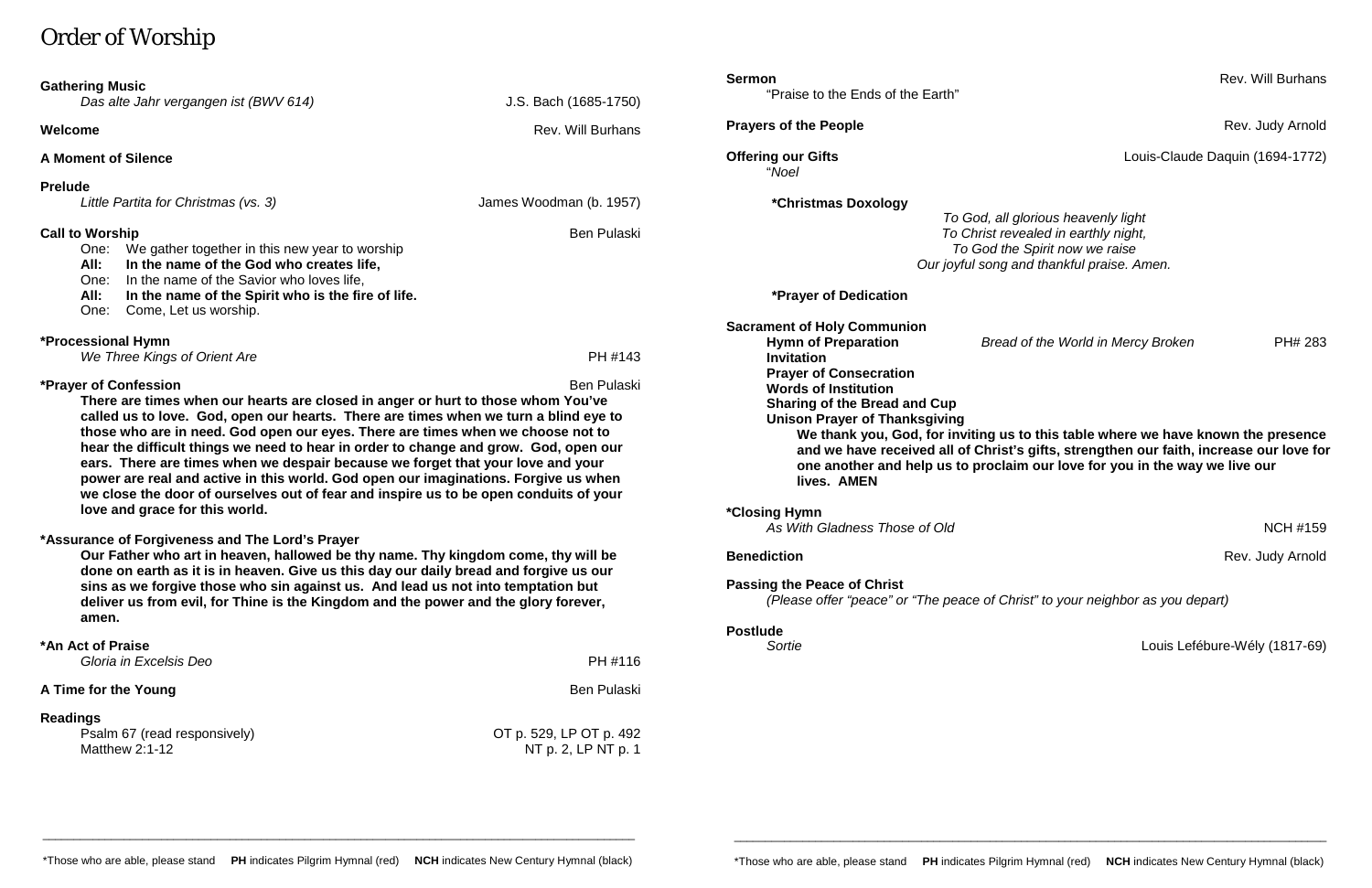# Order of Worship

**Gathering Music**
*Das alte Jahr vergangen ist (BWV 614)* — J.S. Bach (1685-1750)

**Welcome** — Rev. Will Burhans

**A Moment of Silence**

**Prelude**
*Little Partita for Christmas (vs. 3)* — James Woodman (b. 1957)

**Call to Worship** — Ben Pulaski

One: We gather together in this new year to worship
**All: In the name of the God who creates life,**
One: In the name of the Savior who loves life,
**All: In the name of the Spirit who is the fire of life.**
One: Come, Let us worship.

**\*Processional Hymn**
*We Three Kings of Orient Are* — PH #143

**\*Prayer of Confession** — Ben Pulaski

**There are times when our hearts are closed in anger or hurt to those whom You've called us to love. God, open our hearts. There are times when we turn a blind eye to those who are in need. God open our eyes. There are times when we choose not to hear the difficult things we need to hear in order to change and grow. God, open our ears. There are times when we despair because we forget that your love and your power are real and active in this world. God open our imaginations. Forgive us when we close the door of ourselves out of fear and inspire us to be open conduits of your love and grace for this world.**

**\*Assurance of Forgiveness and The Lord's Prayer**

**Our Father who art in heaven, hallowed be thy name. Thy kingdom come, thy will be done on earth as it is in heaven. Give us this day our daily bread and forgive us our sins as we forgive those who sin against us. And lead us not into temptation but deliver us from evil, for Thine is the Kingdom and the power and the glory forever, amen.**

**\*An Act of Praise**
*Gloria in Excelsis Deo* — PH #116

**A Time for the Young** — Ben Pulaski

**Readings**
Psalm 67 (read responsively) — OT p. 529, LP OT p. 492
Matthew 2:1-12 — NT p. 2, LP NT p. 1

**Sermon** — Rev. Will Burhans
"Praise to the Ends of the Earth"

**Prayers of the People** — Rev. Judy Arnold

**Offering our Gifts** — Louis-Claude Daquin (1694-1772)
"*Noel*

**\*Christmas Doxology**

*To God, all glorious heavenly light*
*To Christ revealed in earthly night,*
*To God the Spirit now we raise*
*Our joyful song and thankful praise. Amen.*

**\*Prayer of Dedication**

**Sacrament of Holy Communion**
**Hymn of Preparation** — *Bread of the World in Mercy Broken* — PH# 283
**Invitation**
**Prayer of Consecration**
**Words of Institution**
**Sharing of the Bread and Cup**
**Unison Prayer of Thanksgiving**

**We thank you, God, for inviting us to this table where we have known the presence and we have received all of Christ's gifts, strengthen our faith, increase our love for one another and help us to proclaim our love for you in the way we live our lives. AMEN**

**\*Closing Hymn**
*As With Gladness Those of Old* — NCH #159

**Benediction** — Rev. Judy Arnold

**Passing the Peace of Christ**
*(Please offer "peace" or "The peace of Christ" to your neighbor as you depart)*

**Postlude**
*Sortie* — Louis Lefébure-Wély (1817-69)

\*Those who are able, please stand **PH** indicates Pilgrim Hymnal (red) **NCH** indicates New Century Hymnal (black)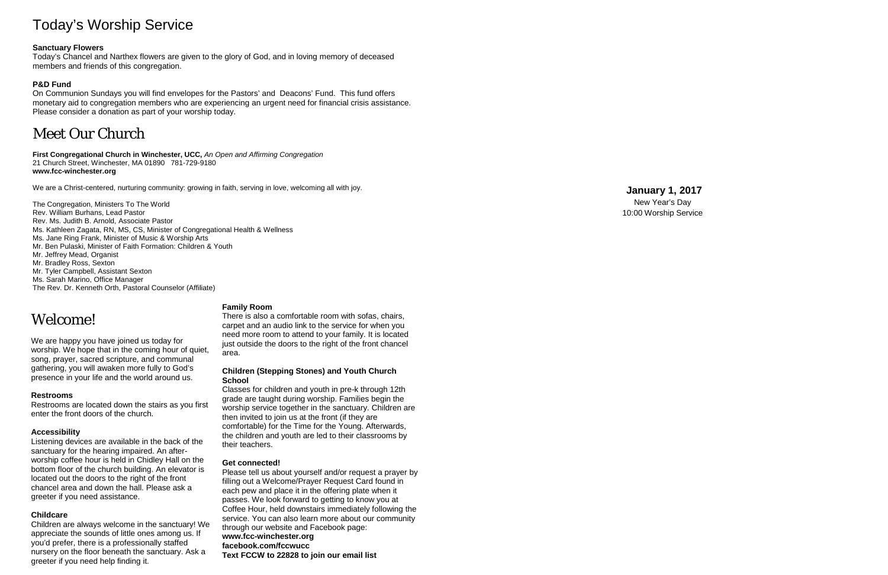# Today's Worship Service

**Sanctuary Flowers**
Today's Chancel and Narthex flowers are given to the glory of God, and in loving memory of deceased members and friends of this congregation.

**P&D Fund**
On Communion Sundays you will find envelopes for the Pastors' and Deacons' Fund. This fund offers monetary aid to congregation members who are experiencing an urgent need for financial crisis assistance. Please consider a donation as part of your worship today.

# Meet Our Church

**First Congregational Church in Winchester, UCC,** *An Open and Affirming Congregation*
21 Church Street, Winchester, MA 01890 781-729-9180
**www.fcc-winchester.org**

We are a Christ-centered, nurturing community: growing in faith, serving in love, welcoming all with joy.

The Congregation, Ministers To The World
Rev. William Burhans, Lead Pastor
Rev. Ms. Judith B. Arnold, Associate Pastor
Ms. Kathleen Zagata, RN, MS, CS, Minister of Congregational Health & Wellness
Ms. Jane Ring Frank, Minister of Music & Worship Arts
Mr. Ben Pulaski, Minister of Faith Formation: Children & Youth
Mr. Jeffrey Mead, Organist
Mr. Bradley Ross, Sexton
Mr. Tyler Campbell, Assistant Sexton
Ms. Sarah Marino, Office Manager
The Rev. Dr. Kenneth Orth, Pastoral Counselor (Affiliate)

# Welcome!

We are happy you have joined us today for worship. We hope that in the coming hour of quiet, song, prayer, sacred scripture, and communal gathering, you will awaken more fully to God's presence in your life and the world around us.

**Restrooms**
Restrooms are located down the stairs as you first enter the front doors of the church.

**Accessibility**
Listening devices are available in the back of the sanctuary for the hearing impaired. An after-worship coffee hour is held in Chidley Hall on the bottom floor of the church building. An elevator is located out the doors to the right of the front chancel area and down the hall. Please ask a greeter if you need assistance.

**Childcare**
Children are always welcome in the sanctuary! We appreciate the sounds of little ones among us. If you'd prefer, there is a professionally staffed nursery on the floor beneath the sanctuary. Ask a greeter if you need help finding it.

**Family Room**
There is also a comfortable room with sofas, chairs, carpet and an audio link to the service for when you need more room to attend to your family. It is located just outside the doors to the right of the front chancel area.

**Children (Stepping Stones) and Youth Church School**
Classes for children and youth in pre-k through 12th grade are taught during worship. Families begin the worship service together in the sanctuary. Children are then invited to join us at the front (if they are comfortable) for the Time for the Young. Afterwards, the children and youth are led to their classrooms by their teachers.

**Get connected!**
Please tell us about yourself and/or request a prayer by filling out a Welcome/Prayer Request Card found in each pew and place it in the offering plate when it passes. We look forward to getting to know you at Coffee Hour, held downstairs immediately following the service. You can also learn more about our community through our website and Facebook page:
**www.fcc-winchester.org**
**facebook.com/fccwucc**
**Text FCCW to 22828 to join our email list**

**January 1, 2017**
New Year's Day
10:00 Worship Service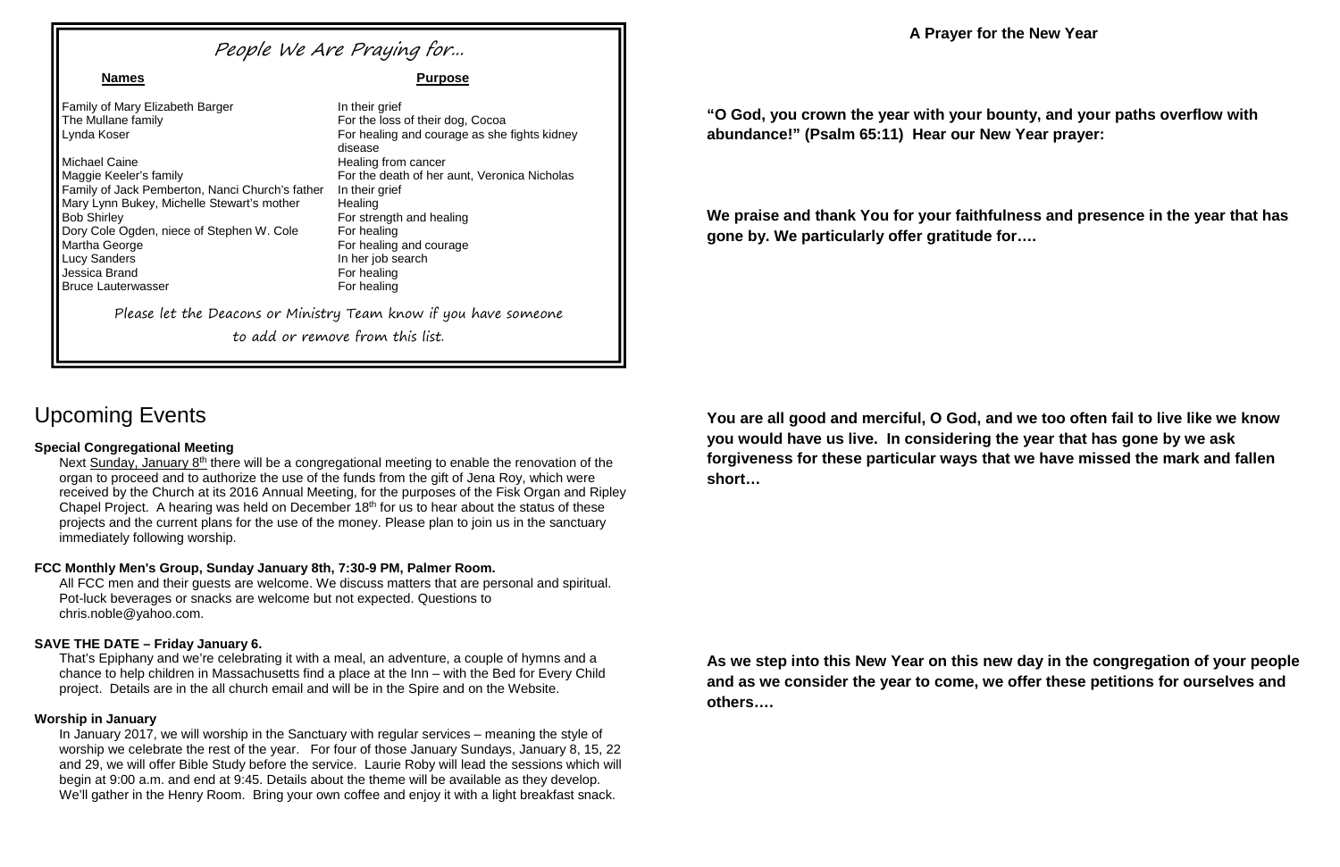## People We Are Praying for…

| Names | Purpose |
|---|---|
| Family of Mary Elizabeth Barger | In their grief |
| The Mullane family | For the loss of their dog, Cocoa |
| Lynda Koser | For healing and courage as she fights kidney disease |
| Michael Caine | Healing from cancer |
| Maggie Keeler's family | For the death of her aunt, Veronica Nicholas |
| Family of Jack Pemberton, Nanci Church's father | In their grief |
| Mary Lynn Bukey, Michelle Stewart's mother | Healing |
| Bob Shirley | For strength and healing |
| Dory Cole Ogden, niece of Stephen W. Cole | For healing |
| Martha George | For healing and courage |
| Lucy Sanders | In her job search |
| Jessica Brand | For healing |
| Bruce Lauterwasser | For healing |

Please let the Deacons or Ministry Team know if you have someone to add or remove from this list.

# Upcoming Events

**Special Congregational Meeting**

Next Sunday, January 8th there will be a congregational meeting to enable the renovation of the organ to proceed and to authorize the use of the funds from the gift of Jena Roy, which were received by the Church at its 2016 Annual Meeting, for the purposes of the Fisk Organ and Ripley Chapel Project. A hearing was held on December 18th for us to hear about the status of these projects and the current plans for the use of the money. Please plan to join us in the sanctuary immediately following worship.

**FCC Monthly Men's Group, Sunday January 8th, 7:30-9 PM, Palmer Room.**

All FCC men and their guests are welcome. We discuss matters that are personal and spiritual. Pot-luck beverages or snacks are welcome but not expected. Questions to chris.noble@yahoo.com.

**SAVE THE DATE – Friday January 6.**

That's Epiphany and we're celebrating it with a meal, an adventure, a couple of hymns and a chance to help children in Massachusetts find a place at the Inn – with the Bed for Every Child project. Details are in the all church email and will be in the Spire and on the Website.

**Worship in January**

In January 2017, we will worship in the Sanctuary with regular services – meaning the style of worship we celebrate the rest of the year. For four of those January Sundays, January 8, 15, 22 and 29, we will offer Bible Study before the service. Laurie Roby will lead the sessions which will begin at 9:00 a.m. and end at 9:45. Details about the theme will be available as they develop. We'll gather in the Henry Room. Bring your own coffee and enjoy it with a light breakfast snack.

## A Prayer for the New Year

**"O God, you crown the year with your bounty, and your paths overflow with abundance!" (Psalm 65:11) Hear our New Year prayer:**

**We praise and thank You for your faithfulness and presence in the year that has gone by. We particularly offer gratitude for….**

**You are all good and merciful, O God, and we too often fail to live like we know you would have us live. In considering the year that has gone by we ask forgiveness for these particular ways that we have missed the mark and fallen short…**

**As we step into this New Year on this new day in the congregation of your people and as we consider the year to come, we offer these petitions for ourselves and others….**